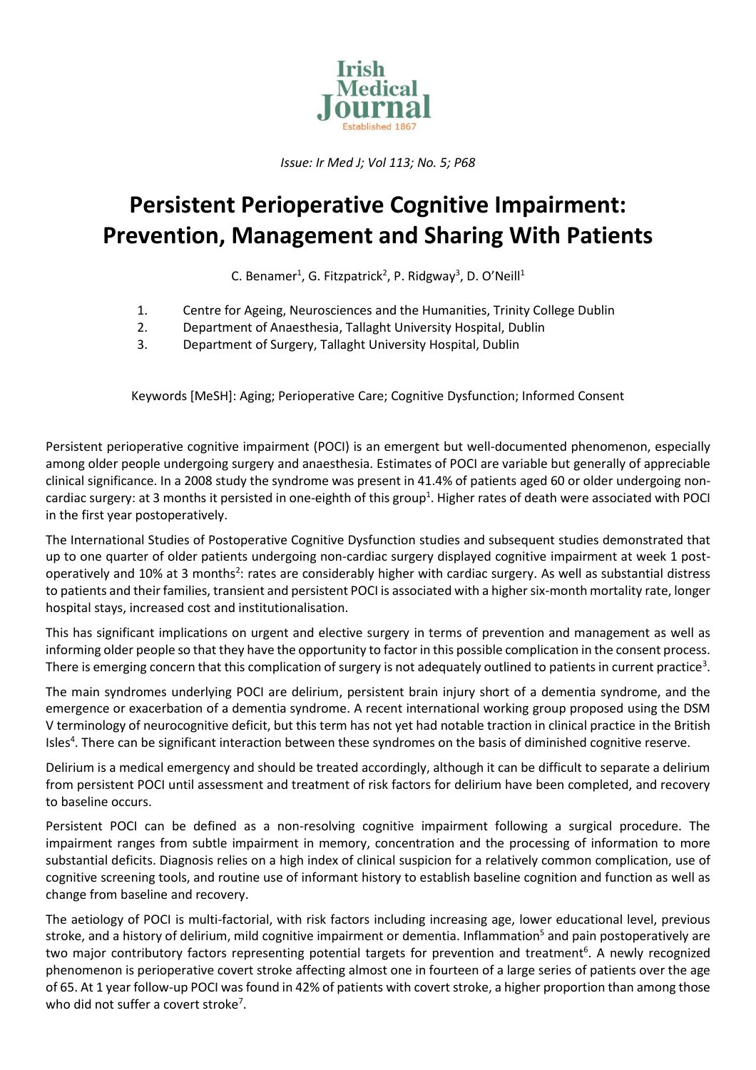# Persistent Perioperative Cognitive Impairment: Prevention, Management and Sharing With Patients

C. Benamer[1], G. Fitzpatrick[2], P. Ridgway[3], D. O'Neill[1]

1. Centre for Ageing, Neurosciences and the Humanities, Trinity College Dublin
2. Department of Anaesthesia, Tallaght University Hospital, Dublin
3. Department of Surgery, Tallaght University Hospital, Dublin

Keywords [MeSH]: Aging; Perioperative Care; Cognitive Dysfunction; Informed Consent

Persistent perioperative cognitive impairment (POCI) is an emergent but well-documented phenomenon, especially among older people undergoing surgery and anaesthesia. Estimates of POCI are variable but generally of appreciable clinical significance. In a 2008 study the syndrome was present in 41.4% of patients aged 60 or older undergoing non-cardiac surgery: at 3 months it persisted in one-eighth of this group[1]. Higher rates of death were associated with POCI in the first year postoperatively.

The International Studies of Postoperative Cognitive Dysfunction studies and subsequent studies demonstrated that up to one quarter of older patients undergoing non-cardiac surgery displayed cognitive impairment at week 1 post-operatively and 10% at 3 months[2]: rates are considerably higher with cardiac surgery. As well as substantial distress to patients and their families, transient and persistent POCI is associated with a higher six-month mortality rate, longer hospital stays, increased cost and institutionalisation.

This has significant implications on urgent and elective surgery in terms of prevention and management as well as informing older people so that they have the opportunity to factor in this possible complication in the consent process. There is emerging concern that this complication of surgery is not adequately outlined to patients in current practice[3].

The main syndromes underlying POCI are delirium, persistent brain injury short of a dementia syndrome, and the emergence or exacerbation of a dementia syndrome. A recent international working group proposed using the DSM V terminology of neurocognitive deficit, but this term has not yet had notable traction in clinical practice in the British Isles[4]. There can be significant interaction between these syndromes on the basis of diminished cognitive reserve.

Delirium is a medical emergency and should be treated accordingly, although it can be difficult to separate a delirium from persistent POCI until assessment and treatment of risk factors for delirium have been completed, and recovery to baseline occurs.

Persistent POCI can be defined as a non-resolving cognitive impairment following a surgical procedure. The impairment ranges from subtle impairment in memory, concentration and the processing of information to more substantial deficits. Diagnosis relies on a high index of clinical suspicion for a relatively common complication, use of cognitive screening tools, and routine use of informant history to establish baseline cognition and function as well as change from baseline and recovery.

The aetiology of POCI is multi-factorial, with risk factors including increasing age, lower educational level, previous stroke, and a history of delirium, mild cognitive impairment or dementia. Inflammation[5] and pain postoperatively are two major contributory factors representing potential targets for prevention and treatment[6]. A newly recognized phenomenon is perioperative covert stroke affecting almost one in fourteen of a large series of patients over the age of 65. At 1 year follow-up POCI was found in 42% of patients with covert stroke, a higher proportion than among those who did not suffer a covert stroke[7].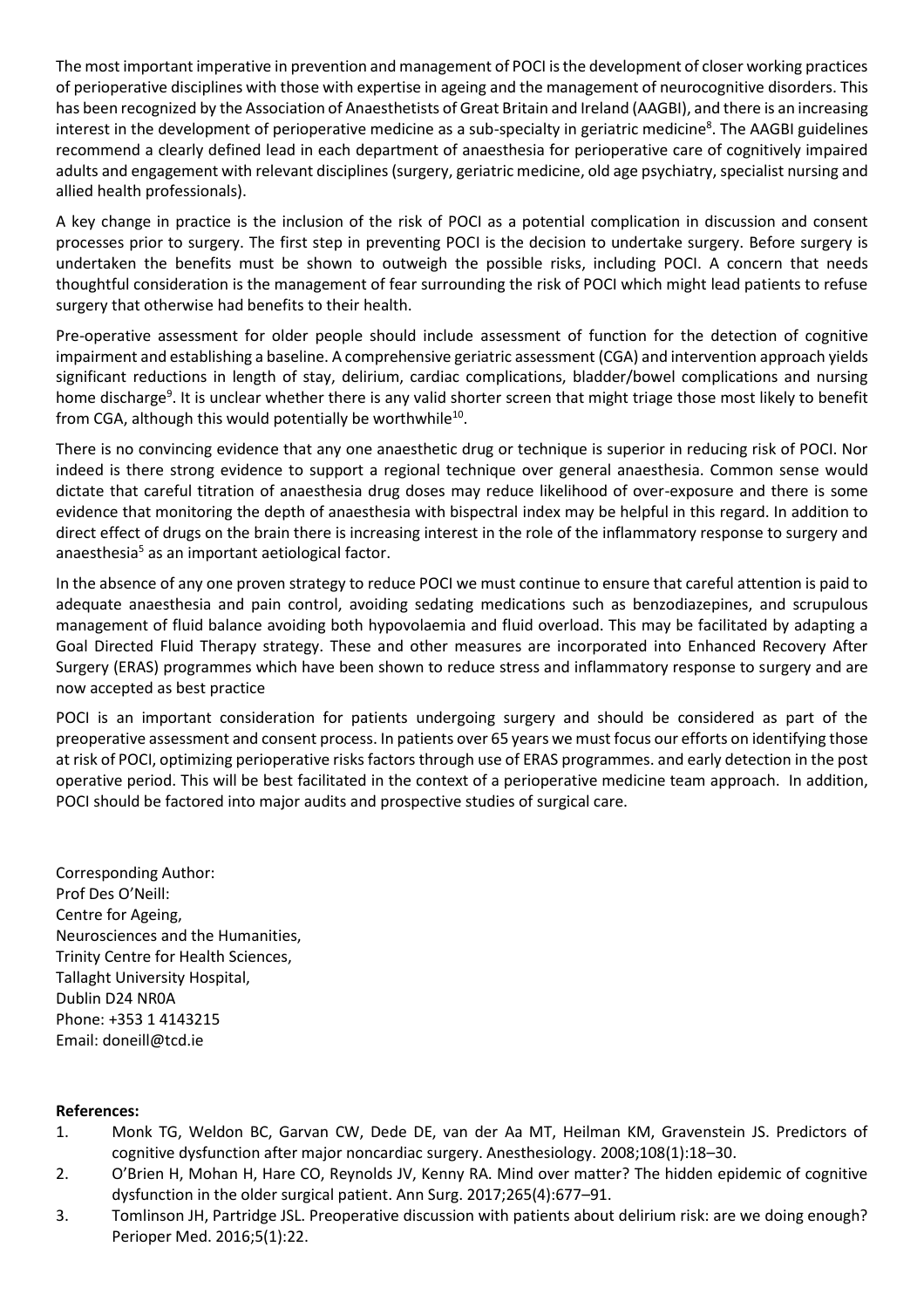The most important imperative in prevention and management of POCI is the development of closer working practices of perioperative disciplines with those with expertise in ageing and the management of neurocognitive disorders. This has been recognized by the Association of Anaesthetists of Great Britain and Ireland (AAGBI), and there is an increasing interest in the development of perioperative medicine as a sub-specialty in geriatric medicine[8]. The AAGBI guidelines recommend a clearly defined lead in each department of anaesthesia for perioperative care of cognitively impaired adults and engagement with relevant disciplines (surgery, geriatric medicine, old age psychiatry, specialist nursing and allied health professionals).

A key change in practice is the inclusion of the risk of POCI as a potential complication in discussion and consent processes prior to surgery. The first step in preventing POCI is the decision to undertake surgery. Before surgery is undertaken the benefits must be shown to outweigh the possible risks, including POCI. A concern that needs thoughtful consideration is the management of fear surrounding the risk of POCI which might lead patients to refuse surgery that otherwise had benefits to their health.

Pre-operative assessment for older people should include assessment of function for the detection of cognitive impairment and establishing a baseline. A comprehensive geriatric assessment (CGA) and intervention approach yields significant reductions in length of stay, delirium, cardiac complications, bladder/bowel complications and nursing home discharge[9]. It is unclear whether there is any valid shorter screen that might triage those most likely to benefit from CGA, although this would potentially be worthwhile[10].

There is no convincing evidence that any one anaesthetic drug or technique is superior in reducing risk of POCI. Nor indeed is there strong evidence to support a regional technique over general anaesthesia. Common sense would dictate that careful titration of anaesthesia drug doses may reduce likelihood of over-exposure and there is some evidence that monitoring the depth of anaesthesia with bispectral index may be helpful in this regard. In addition to direct effect of drugs on the brain there is increasing interest in the role of the inflammatory response to surgery and anaesthesia[5] as an important aetiological factor.

In the absence of any one proven strategy to reduce POCI we must continue to ensure that careful attention is paid to adequate anaesthesia and pain control, avoiding sedating medications such as benzodiazepines, and scrupulous management of fluid balance avoiding both hypovolaemia and fluid overload. This may be facilitated by adapting a Goal Directed Fluid Therapy strategy. These and other measures are incorporated into Enhanced Recovery After Surgery (ERAS) programmes which have been shown to reduce stress and inflammatory response to surgery and are now accepted as best practice

POCI is an important consideration for patients undergoing surgery and should be considered as part of the preoperative assessment and consent process. In patients over 65 years we must focus our efforts on identifying those at risk of POCI, optimizing perioperative risks factors through use of ERAS programmes. and early detection in the post operative period. This will be best facilitated in the context of a perioperative medicine team approach. In addition, POCI should be factored into major audits and prospective studies of surgical care.

Corresponding Author:
Prof Des O'Neill:
Centre for Ageing,
Neurosciences and the Humanities,
Trinity Centre for Health Sciences,
Tallaght University Hospital,
Dublin D24 NR0A
Phone: +353 1 4143215
Email: doneill@tcd.ie

**References:**

1. Monk TG, Weldon BC, Garvan CW, Dede DE, van der Aa MT, Heilman KM, Gravenstein JS. Predictors of cognitive dysfunction after major noncardiac surgery. Anesthesiology. 2008;108(1):18–30.
2. O'Brien H, Mohan H, Hare CO, Reynolds JV, Kenny RA. Mind over matter? The hidden epidemic of cognitive dysfunction in the older surgical patient. Ann Surg. 2017;265(4):677–91.
3. Tomlinson JH, Partridge JSL. Preoperative discussion with patients about delirium risk: are we doing enough? Perioper Med. 2016;5(1):22.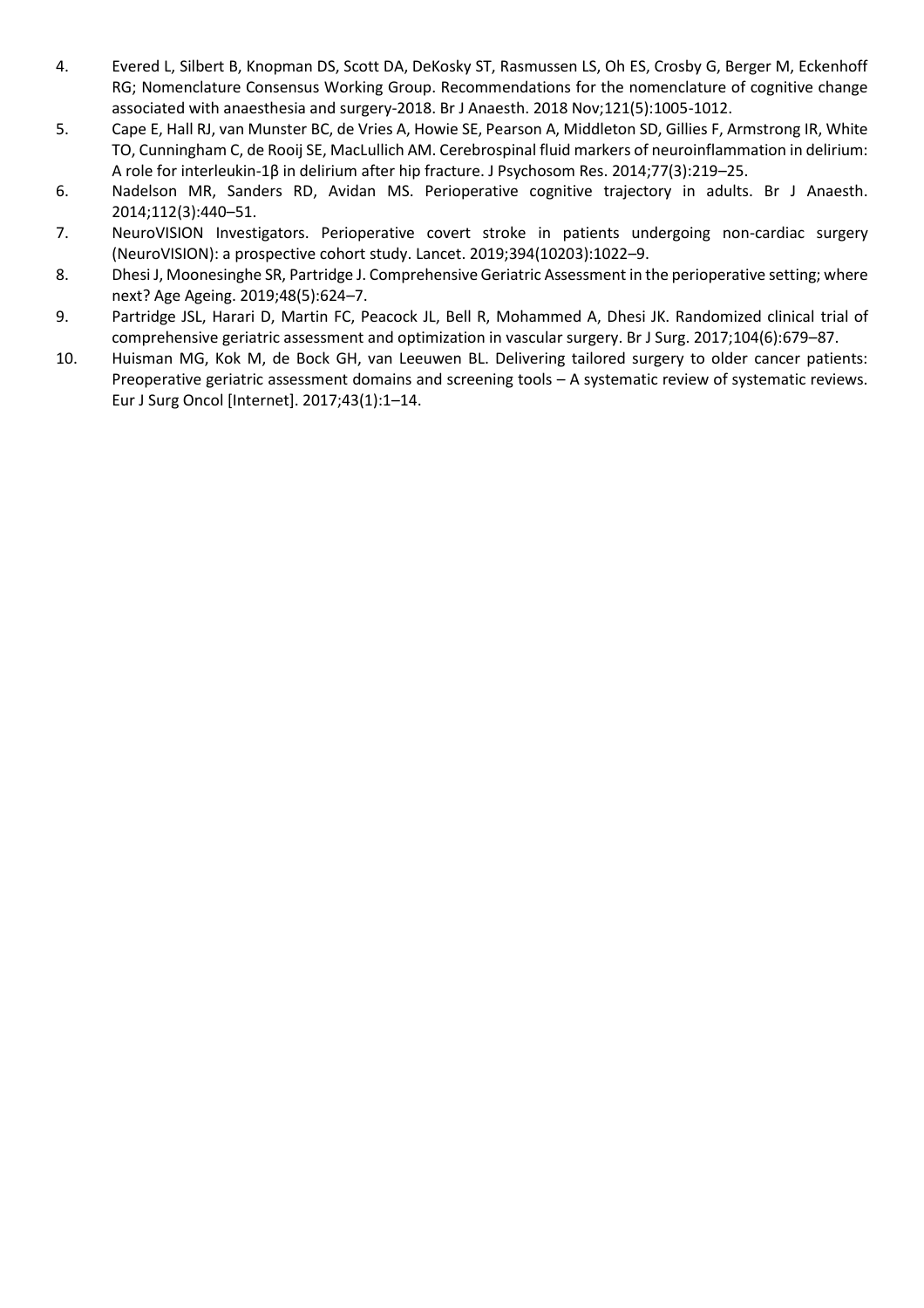4. Evered L, Silbert B, Knopman DS, Scott DA, DeKosky ST, Rasmussen LS, Oh ES, Crosby G, Berger M, Eckenhoff RG; Nomenclature Consensus Working Group. Recommendations for the nomenclature of cognitive change associated with anaesthesia and surgery-2018. Br J Anaesth. 2018 Nov;121(5):1005-1012.
5. Cape E, Hall RJ, van Munster BC, de Vries A, Howie SE, Pearson A, Middleton SD, Gillies F, Armstrong IR, White TO, Cunningham C, de Rooij SE, MacLullich AM. Cerebrospinal fluid markers of neuroinflammation in delirium: A role for interleukin-1β in delirium after hip fracture. J Psychosom Res. 2014;77(3):219–25.
6. Nadelson MR, Sanders RD, Avidan MS. Perioperative cognitive trajectory in adults. Br J Anaesth. 2014;112(3):440–51.
7. NeuroVISION Investigators. Perioperative covert stroke in patients undergoing non-cardiac surgery (NeuroVISION): a prospective cohort study. Lancet. 2019;394(10203):1022–9.
8. Dhesi J, Moonesinghe SR, Partridge J. Comprehensive Geriatric Assessment in the perioperative setting; where next? Age Ageing. 2019;48(5):624–7.
9. Partridge JSL, Harari D, Martin FC, Peacock JL, Bell R, Mohammed A, Dhesi JK. Randomized clinical trial of comprehensive geriatric assessment and optimization in vascular surgery. Br J Surg. 2017;104(6):679–87.
10. Huisman MG, Kok M, de Bock GH, van Leeuwen BL. Delivering tailored surgery to older cancer patients: Preoperative geriatric assessment domains and screening tools – A systematic review of systematic reviews. Eur J Surg Oncol [Internet]. 2017;43(1):1–14.